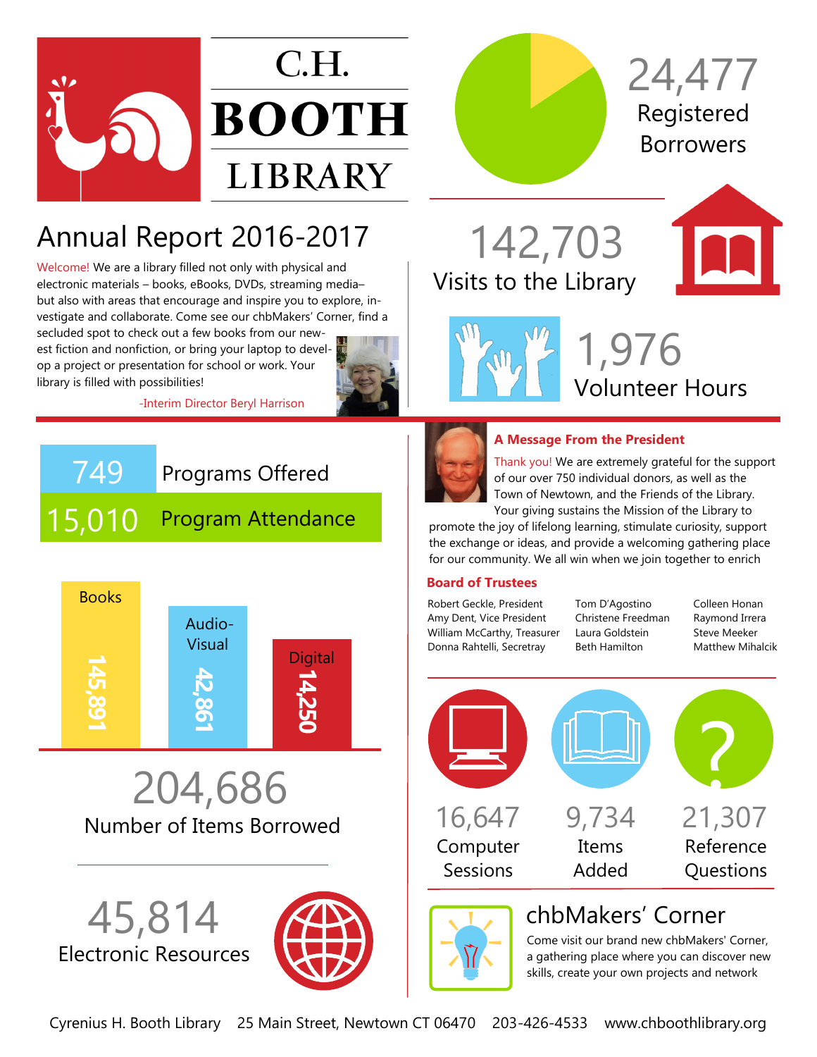# C.H. BOOTH LIBRARY

## Annual Report 2016-2017

Welcome! We are a library filled not only with physical and electronic materials – books, eBooks, DVDs, streaming media– but also with areas that encourage and inspire you to explore, investigate and collaborate. Come see our chbMakers' Corner, find a secluded spot to check out a few books from our newest fiction and nonfiction, or bring your laptop to develop a project or presentation for school or work. Your library is filled with possibilities!

-Interim Director Beryl Harrison

**24,477** Registered Borrowers

**142,703** Visits to the Library

**1,976** Volunteer Hours

**749** Programs Offered

**15,010** Program Attendance

| Books | Audio-Visual | Digital |
|---|---|---|
| 145,891 | 42,861 | 14,250 |

**204,686** Number of Items Borrowed

**45,814** Electronic Resources

### A Message From the President

Thank you! We are extremely grateful for the support of our over 750 individual donors, as well as the Town of Newtown, and the Friends of the Library. Your giving sustains the Mission of the Library to promote the joy of lifelong learning, stimulate curiosity, support the exchange or ideas, and provide a welcoming gathering place for our community. We all win when we join together to enrich

### Board of Trustees

Robert Geckle, President
Amy Dent, Vice President
William McCarthy, Treasurer
Donna Rahtelli, Secretray
Tom D'Agostino
Christene Freedman
Laura Goldstein
Beth Hamilton
Colleen Honan
Raymond Irrera
Steve Meeker
Matthew Mihalcik

**16,647** Computer Sessions

**9,734** Items Added

**21,307** Reference Questions

## chbMakers' Corner

Come visit our brand new chbMakers' Corner, a gathering place where you can discover new skills, create your own projects and network

Cyrenius H. Booth Library 25 Main Street, Newtown CT 06470 203-426-4533 www.chboothlibrary.org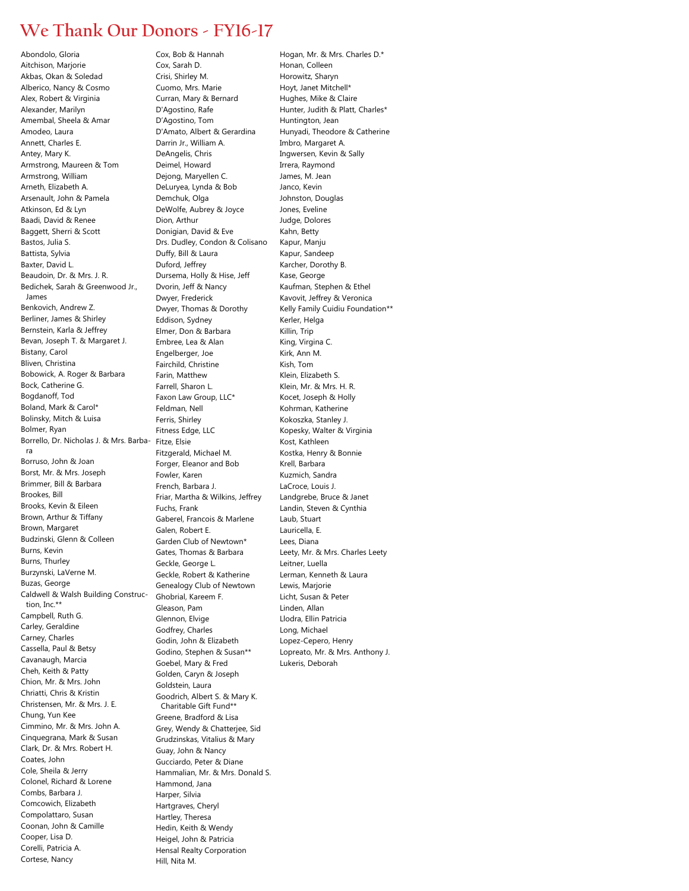# We Thank Our Donors - FY16-17

Abondolo, Gloria
Aitchison, Marjorie
Akbas, Okan & Soledad
Alberico, Nancy & Cosmo
Alex, Robert & Virginia
Alexander, Marilyn
Amembal, Sheela & Amar
Amodeo, Laura
Annett, Charles E.
Antey, Mary K.
Armstrong, Maureen & Tom
Armstrong, William
Arneth, Elizabeth A.
Arsenault, John & Pamela
Atkinson, Ed & Lyn
Baadi, David & Renee
Baggett, Sherri & Scott
Bastos, Julia S.
Battista, Sylvia
Baxter, David L.
Beaudoin, Dr. & Mrs. J. R.
Bedichek, Sarah & Greenwood Jr., James
Benkovich, Andrew Z.
Berliner, James & Shirley
Bernstein, Karla & Jeffrey
Bevan, Joseph T. & Margaret J.
Bistany, Carol
Bliven, Christina
Bobowick, A. Roger & Barbara
Bock, Catherine G.
Bogdanoff, Tod
Boland, Mark & Carol*
Bolinsky, Mitch & Luisa
Bolmer, Ryan
Borrello, Dr. Nicholas J. & Mrs. Barbara
Borruso, John & Joan
Borst, Mr. & Mrs. Joseph
Brimmer, Bill & Barbara
Brookes, Bill
Brooks, Kevin & Eileen
Brown, Arthur & Tiffany
Brown, Margaret
Budzinski, Glenn & Colleen
Burns, Kevin
Burns, Thurley
Burzynski, LaVerne M.
Buzas, George
Caldwell & Walsh Building Construction, Inc.**
Campbell, Ruth G.
Carley, Geraldine
Carney, Charles
Cassella, Paul & Betsy
Cavanaugh, Marcia
Cheh, Keith & Patty
Chion, Mr. & Mrs. John
Chriatti, Chris & Kristin
Christensen, Mr. & Mrs. J. E.
Chung, Yun Kee
Cimmino, Mr. & Mrs. John A.
Cinquegrana, Mark & Susan
Clark, Dr. & Mrs. Robert H.
Coates, John
Cole, Sheila & Jerry
Colonel, Richard & Lorene
Combs, Barbara J.
Comcowich, Elizabeth
Compolattaro, Susan
Coonan, John & Camille
Cooper, Lisa D.
Corelli, Patricia A.
Cortese, Nancy
Cox, Bob & Hannah
Cox, Sarah D.
Crisi, Shirley M.
Cuomo, Mrs. Marie
Curran, Mary & Bernard
D'Agostino, Rafe
D'Agostino, Tom
D'Amato, Albert & Gerardina
Darrin Jr., William A.
DeAngelis, Chris
Deimel, Howard
Dejong, Maryellen C.
DeLuryea, Lynda & Bob
Demchuk, Olga
DeWolfe, Aubrey & Joyce
Dion, Arthur
Donigian, David & Eve
Drs. Dudley, Condon & Colisano
Duffy, Bill & Laura
Duford, Jeffrey
Dursema, Holly & Hise, Jeff
Dvorin, Jeff & Nancy
Dwyer, Frederick
Dwyer, Thomas & Dorothy
Eddison, Sydney
Elmer, Don & Barbara
Embree, Lea & Alan
Engelberger, Joe
Fairchild, Christine
Farin, Matthew
Farrell, Sharon L.
Faxon Law Group, LLC*
Feldman, Nell
Ferris, Shirley
Fitness Edge, LLC
Fitze, Elsie
Fitzgerald, Michael M.
Forger, Eleanor and Bob
Fowler, Karen
French, Barbara J.
Friar, Martha & Wilkins, Jeffrey
Fuchs, Frank
Gaberel, Francois & Marlene
Galen, Robert E.
Garden Club of Newtown*
Gates, Thomas & Barbara
Geckle, George L.
Geckle, Robert & Katherine
Genealogy Club of Newtown
Ghobrial, Kareem F.
Gleason, Pam
Glennon, Elvige
Godfrey, Charles
Godin, John & Elizabeth
Godino, Stephen & Susan**
Goebel, Mary & Fred
Golden, Caryn & Joseph
Goldstein, Laura
Goodrich, Albert S. & Mary K. Charitable Gift Fund**
Greene, Bradford & Lisa
Grey, Wendy & Chatterjee, Sid
Grudzinskas, Vitalius & Mary
Guay, John & Nancy
Gucciardo, Peter & Diane
Hammalian, Mr. & Mrs. Donald S.
Hammond, Jana
Harper, Silvia
Hartgraves, Cheryl
Hartley, Theresa
Hedin, Keith & Wendy
Heigel, John & Patricia
Hensal Realty Corporation
Hill, Nita M.
Hogan, Mr. & Mrs. Charles D.*
Honan, Colleen
Horowitz, Sharyn
Hoyt, Janet Mitchell*
Hughes, Mike & Claire
Hunter, Judith & Platt, Charles*
Huntington, Jean
Hunyadi, Theodore & Catherine
Imbro, Margaret A.
Ingwersen, Kevin & Sally
Irrera, Raymond
James, M. Jean
Janco, Kevin
Johnston, Douglas
Jones, Eveline
Judge, Dolores
Kahn, Betty
Kapur, Manju
Kapur, Sandeep
Karcher, Dorothy B.
Kase, George
Kaufman, Stephen & Ethel
Kavovit, Jeffrey & Veronica
Kelly Family Cuidiu Foundation**
Kerler, Helga
Killin, Trip
King, Virgina C.
Kirk, Ann M.
Kish, Tom
Klein, Elizabeth S.
Klein, Mr. & Mrs. H. R.
Kocet, Joseph & Holly
Kohrman, Katherine
Kokoszka, Stanley J.
Kopesky, Walter & Virginia
Kost, Kathleen
Kostka, Henry & Bonnie
Krell, Barbara
Kuzmich, Sandra
LaCroce, Louis J.
Landgrebe, Bruce & Janet
Landin, Steven & Cynthia
Laub, Stuart
Lauricella, E.
Lees, Diana
Leety, Mr. & Mrs. Charles Leety
Leitner, Luella
Lerman, Kenneth & Laura
Lewis, Marjorie
Licht, Susan & Peter
Linden, Allan
Llodra, Ellin Patricia
Long, Michael
Lopez-Cepero, Henry
Lopreato, Mr. & Mrs. Anthony J.
Lukeris, Deborah